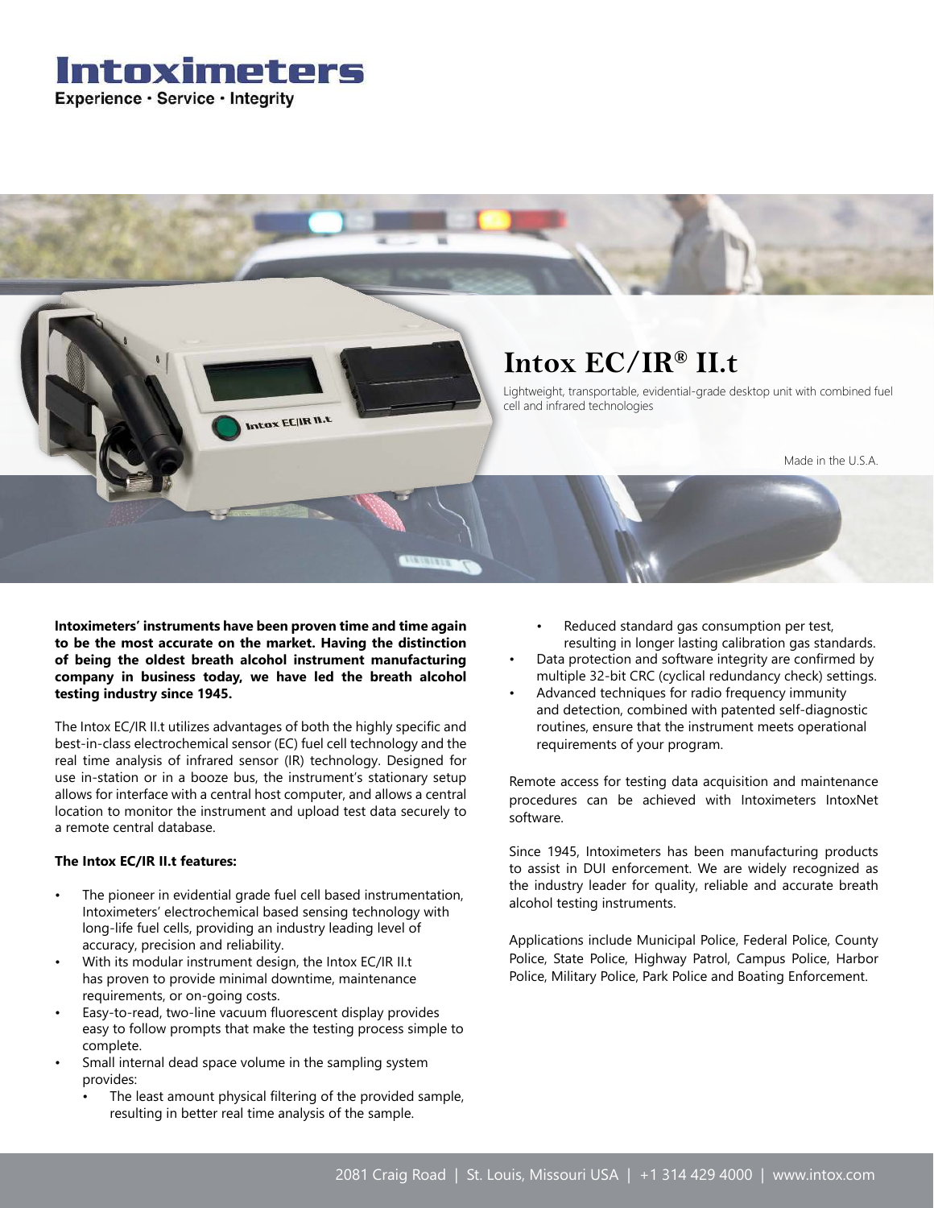# Intoximeters

Experience · Service · Integrity

## Intox EC/IR® II.t

Lightweight, transportable, evidential-grade desktop unit with combined fuel cell and infrared technologies

Made in the U.S.A.

**Intoximeters' instruments have been proven time and time again to be the most accurate on the market. Having the distinction of being the oldest breath alcohol instrument manufacturing company in business today, we have led the breath alcohol testing industry since 1945.**

The Intox EC/IR II.t utilizes advantages of both the highly specific and best-in-class electrochemical sensor (EC) fuel cell technology and the real time analysis of infrared sensor (IR) technology. Designed for use in-station or in a booze bus, the instrument's stationary setup allows for interface with a central host computer, and allows a central location to monitor the instrument and upload test data securely to a remote central database.

**The Intox EC/IR II.t features:**

- The pioneer in evidential grade fuel cell based instrumentation, Intoximeters' electrochemical based sensing technology with long-life fuel cells, providing an industry leading level of accuracy, precision and reliability.
- With its modular instrument design, the Intox EC/IR II.t has proven to provide minimal downtime, maintenance requirements, or on-going costs.
- Easy-to-read, two-line vacuum fluorescent display provides easy to follow prompts that make the testing process simple to complete.
- Small internal dead space volume in the sampling system provides:
  - The least amount physical filtering of the provided sample, resulting in better real time analysis of the sample.
  - Reduced standard gas consumption per test, resulting in longer lasting calibration gas standards.
- Data protection and software integrity are confirmed by multiple 32-bit CRC (cyclical redundancy check) settings.
- Advanced techniques for radio frequency immunity and detection, combined with patented self-diagnostic routines, ensure that the instrument meets operational requirements of your program.

Remote access for testing data acquisition and maintenance procedures can be achieved with Intoximeters IntoxNet software.

Since 1945, Intoximeters has been manufacturing products to assist in DUI enforcement. We are widely recognized as the industry leader for quality, reliable and accurate breath alcohol testing instruments.

Applications include Municipal Police, Federal Police, County Police, State Police, Highway Patrol, Campus Police, Harbor Police, Military Police, Park Police and Boating Enforcement.

2081 Craig Road | St. Louis, Missouri USA | +1 314 429 4000 | www.intox.com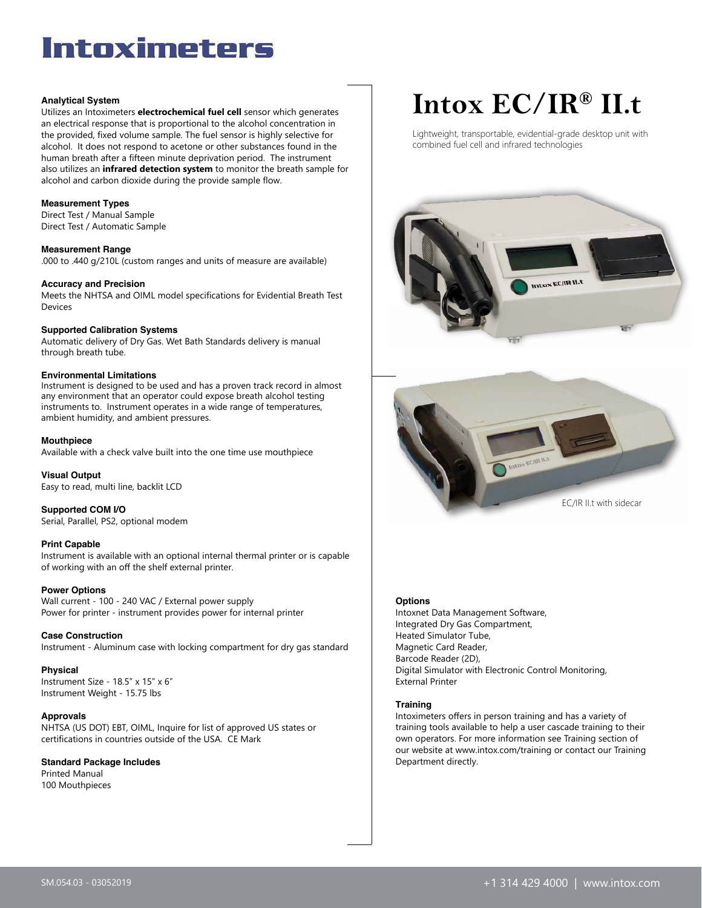# Intoximeters

# Intox EC/IR® II.t

Lightweight, transportable, evidential-grade desktop unit with combined fuel cell and infrared technologies

EC/IR II.t with sidecar

**Analytical System**
Utilizes an Intoximeters **electrochemical fuel cell** sensor which generates an electrical response that is proportional to the alcohol concentration in the provided, fixed volume sample. The fuel sensor is highly selective for alcohol. It does not respond to acetone or other substances found in the human breath after a fifteen minute deprivation period. The instrument also utilizes an **infrared detection system** to monitor the breath sample for alcohol and carbon dioxide during the provide sample flow.

**Measurement Types**
Direct Test / Manual Sample
Direct Test / Automatic Sample

**Measurement Range**
.000 to .440 g/210L (custom ranges and units of measure are available)

**Accuracy and Precision**
Meets the NHTSA and OIML model specifications for Evidential Breath Test Devices

**Supported Calibration Systems**
Automatic delivery of Dry Gas. Wet Bath Standards delivery is manual through breath tube.

**Environmental Limitations**
Instrument is designed to be used and has a proven track record in almost any environment that an operator could expose breath alcohol testing instruments to. Instrument operates in a wide range of temperatures, ambient humidity, and ambient pressures.

**Mouthpiece**
Available with a check valve built into the one time use mouthpiece

**Visual Output**
Easy to read, multi line, backlit LCD

**Supported COM I/O**
Serial, Parallel, PS2, optional modem

**Print Capable**
Instrument is available with an optional internal thermal printer or is capable of working with an off the shelf external printer.

**Power Options**
Wall current - 100 - 240 VAC / External power supply
Power for printer - instrument provides power for internal printer

**Case Construction**
Instrument - Aluminum case with locking compartment for dry gas standard

**Physical**
Instrument Size - 18.5" x 15" x 6"
Instrument Weight - 15.75 lbs

**Approvals**
NHTSA (US DOT) EBT, OIML, Inquire for list of approved US states or certifications in countries outside of the USA. CE Mark

**Standard Package Includes**
Printed Manual
100 Mouthpieces

**Options**
Intoxnet Data Management Software,
Integrated Dry Gas Compartment,
Heated Simulator Tube,
Magnetic Card Reader,
Barcode Reader (2D),
Digital Simulator with Electronic Control Monitoring,
External Printer

**Training**
Intoximeters offers in person training and has a variety of training tools available to help a user cascade training to their own operators. For more information see Training section of our website at www.intox.com/training or contact our Training Department directly.

SM.054.03 - 03052019

+1 314 429 4000 | www.intox.com